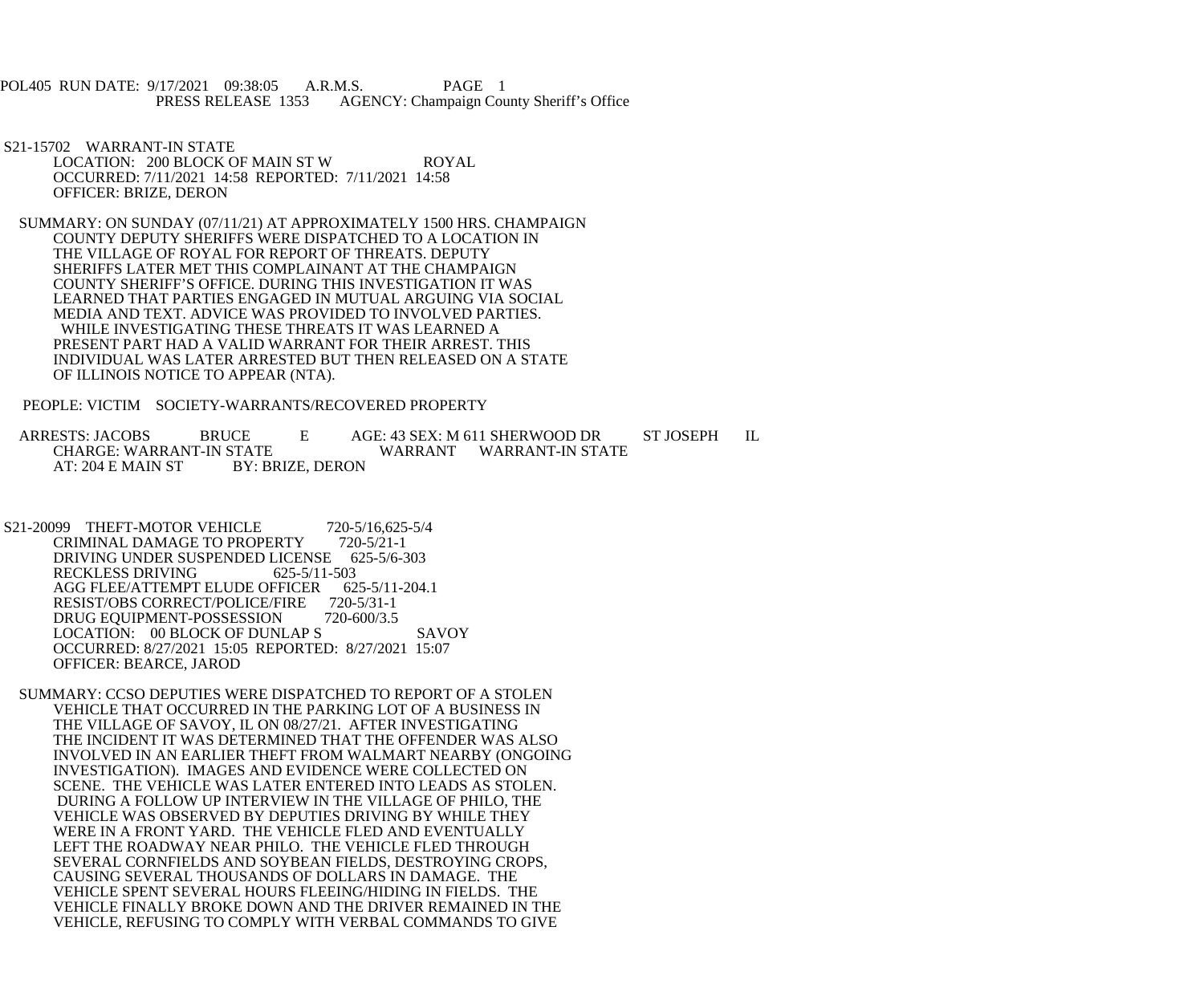POL405 RUN DATE: 9/17/2021 09:38:05 A.R.M.S. PAGE 1
PRESS RELEASE 1353 AGENCY: Champaign County Sheriff's Office

S21-15702 WARRANT-IN STATE
LOCATION: 200 BLOCK OF MAIN ST W ROYAL
OCCURRED: 7/11/2021 14:58 REPORTED: 7/11/2021 14:58
OFFICER: BRIZE, DERON

SUMMARY: ON SUNDAY (07/11/21) AT APPROXIMATELY 1500 HRS. CHAMPAIGN COUNTY DEPUTY SHERIFFS WERE DISPATCHED TO A LOCATION IN THE VILLAGE OF ROYAL FOR REPORT OF THREATS. DEPUTY SHERIFFS LATER MET THIS COMPLAINANT AT THE CHAMPAIGN COUNTY SHERIFF'S OFFICE. DURING THIS INVESTIGATION IT WAS LEARNED THAT PARTIES ENGAGED IN MUTUAL ARGUING VIA SOCIAL MEDIA AND TEXT. ADVICE WAS PROVIDED TO INVOLVED PARTIES. WHILE INVESTIGATING THESE THREATS IT WAS LEARNED A PRESENT PART HAD A VALID WARRANT FOR THEIR ARREST. THIS INDIVIDUAL WAS LATER ARRESTED BUT THEN RELEASED ON A STATE OF ILLINOIS NOTICE TO APPEAR (NTA).

PEOPLE: VICTIM SOCIETY-WARRANTS/RECOVERED PROPERTY

ARRESTS: JACOBS BRUCE E AGE: 43 SEX: M 611 SHERWOOD DR ST JOSEPH IL
CHARGE: WARRANT-IN STATE WARRANT WARRANT-IN STATE
AT: 204 E MAIN ST BY: BRIZE, DERON

S21-20099 THEFT-MOTOR VEHICLE 720-5/16,625-5/4
CRIMINAL DAMAGE TO PROPERTY 720-5/21-1
DRIVING UNDER SUSPENDED LICENSE 625-5/6-303
RECKLESS DRIVING 625-5/11-503
AGG FLEE/ATTEMPT ELUDE OFFICER 625-5/11-204.1
RESIST/OBS CORRECT/POLICE/FIRE 720-5/31-1
DRUG EQUIPMENT-POSSESSION 720-600/3.5
LOCATION: 00 BLOCK OF DUNLAP S SAVOY
OCCURRED: 8/27/2021 15:05 REPORTED: 8/27/2021 15:07
OFFICER: BEARCE, JAROD

SUMMARY: CCSO DEPUTIES WERE DISPATCHED TO REPORT OF A STOLEN VEHICLE THAT OCCURRED IN THE PARKING LOT OF A BUSINESS IN THE VILLAGE OF SAVOY, IL ON 08/27/21. AFTER INVESTIGATING THE INCIDENT IT WAS DETERMINED THAT THE OFFENDER WAS ALSO INVOLVED IN AN EARLIER THEFT FROM WALMART NEARBY (ONGOING INVESTIGATION). IMAGES AND EVIDENCE WERE COLLECTED ON SCENE. THE VEHICLE WAS LATER ENTERED INTO LEADS AS STOLEN. DURING A FOLLOW UP INTERVIEW IN THE VILLAGE OF PHILO, THE VEHICLE WAS OBSERVED BY DEPUTIES DRIVING BY WHILE THEY WERE IN A FRONT YARD. THE VEHICLE FLED AND EVENTUALLY LEFT THE ROADWAY NEAR PHILO. THE VEHICLE FLED THROUGH SEVERAL CORNFIELDS AND SOYBEAN FIELDS, DESTROYING CROPS, CAUSING SEVERAL THOUSANDS OF DOLLARS IN DAMAGE. THE VEHICLE SPENT SEVERAL HOURS FLEEING/HIDING IN FIELDS. THE VEHICLE FINALLY BROKE DOWN AND THE DRIVER REMAINED IN THE VEHICLE, REFUSING TO COMPLY WITH VERBAL COMMANDS TO GIVE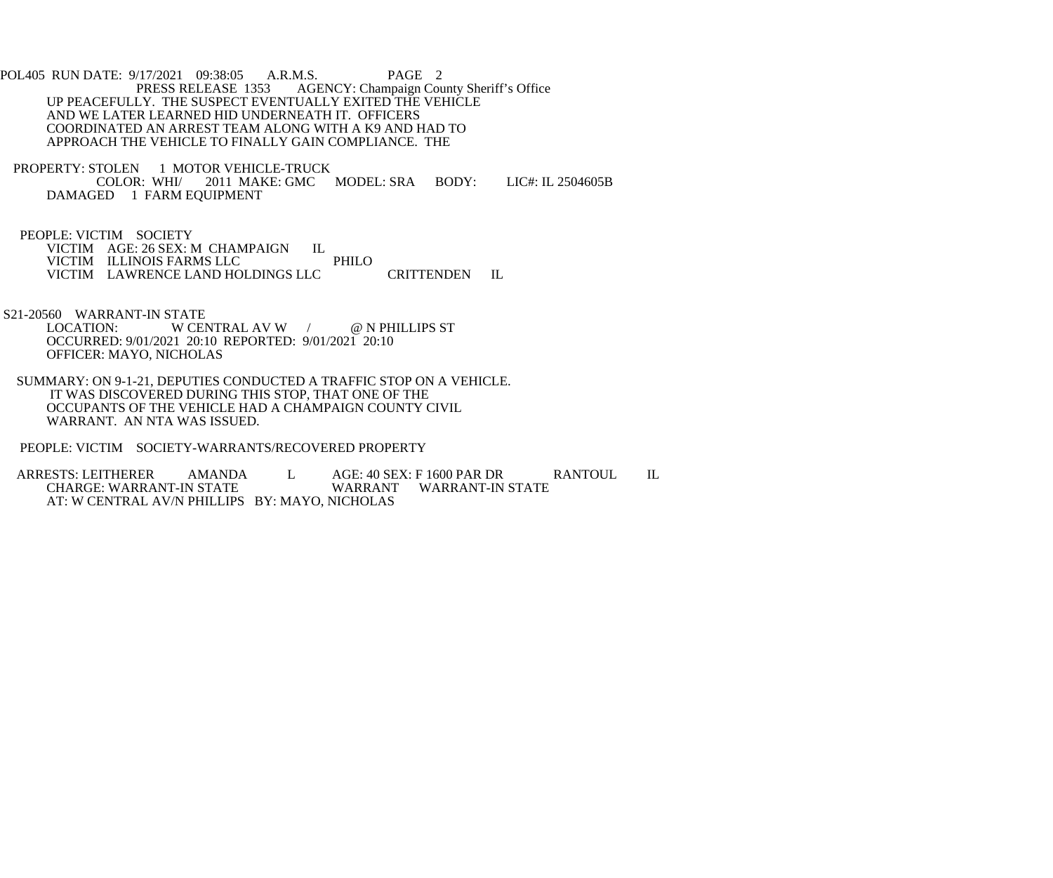UP PEACEFULLY. THE SUSPECT EVENTUALLY EXITED THE VEHICLE AND WE LATER LEARNED HID UNDERNEATH IT. OFFICERS COORDINATED AN ARREST TEAM ALONG WITH A K9 AND HAD TO APPROACH THE VEHICLE TO FINALLY GAIN COMPLIANCE. THE

PROPERTY: STOLEN 1 MOTOR VEHICLE-TRUCK
COLOR: WHI/ 2011 MAKE: GMC MODEL: SRA BODY: LIC#: IL 2504605B
DAMAGED 1 FARM EQUIPMENT

PEOPLE: VICTIM SOCIETY
VICTIM AGE: 26 SEX: M CHAMPAIGN IL
VICTIM ILLINOIS FARMS LLC PHILO
VICTIM LAWRENCE LAND HOLDINGS LLC CRITTENDEN IL

S21-20560 WARRANT-IN STATE
LOCATION: W CENTRAL AV W / @ N PHILLIPS ST
OCCURRED: 9/01/2021 20:10 REPORTED: 9/01/2021 20:10
OFFICER: MAYO, NICHOLAS

SUMMARY: ON 9-1-21, DEPUTIES CONDUCTED A TRAFFIC STOP ON A VEHICLE. IT WAS DISCOVERED DURING THIS STOP, THAT ONE OF THE OCCUPANTS OF THE VEHICLE HAD A CHAMPAIGN COUNTY CIVIL WARRANT. AN NTA WAS ISSUED.

PEOPLE: VICTIM SOCIETY-WARRANTS/RECOVERED PROPERTY

ARRESTS: LEITHERER AMANDA L AGE: 40 SEX: F 1600 PAR DR RANTOUL IL
CHARGE: WARRANT-IN STATE WARRANT WARRANT-IN STATE
AT: W CENTRAL AV/N PHILLIPS BY: MAYO, NICHOLAS